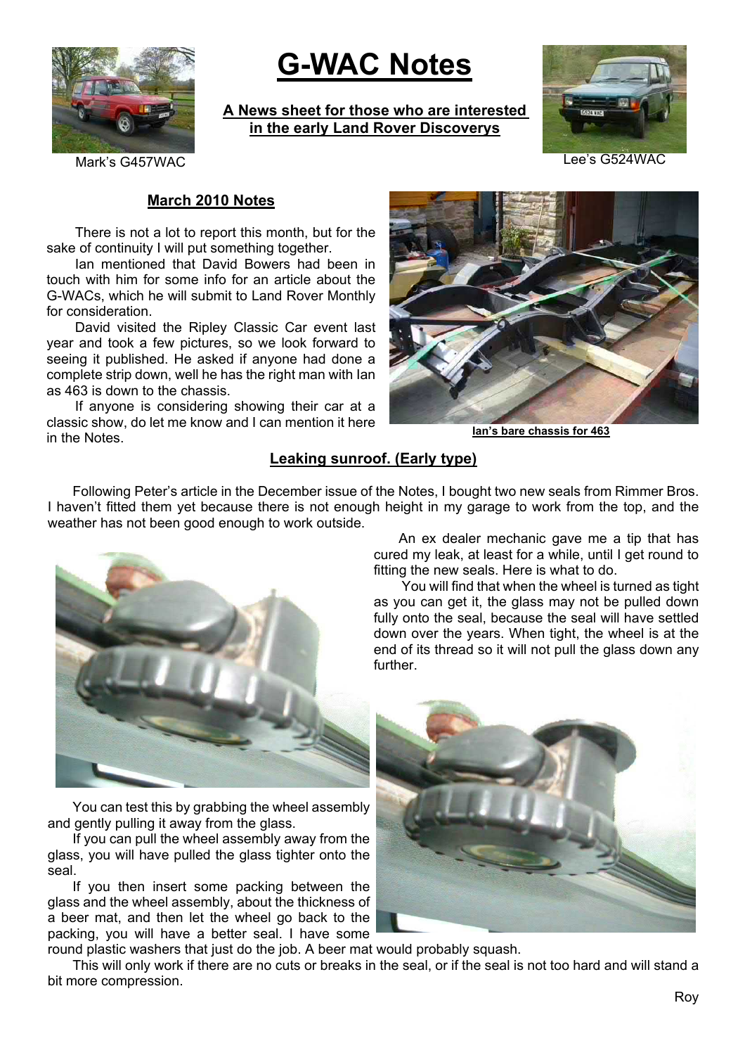# G-WAC Notes

**A News sheet for those who are interested in the early Land Rover Discoverys**

Mark's G457WAC

Lee's G524WAC

## March 2010 Notes

There is not a lot to report this month, but for the sake of continuity I will put something together.

Ian mentioned that David Bowers had been in touch with him for some info for an article about the G-WACs, which he will submit to Land Rover Monthly for consideration.

David visited the Ripley Classic Car event last year and took a few pictures, so we look forward to seeing it published. He asked if anyone had done a complete strip down, well he has the right man with Ian as 463 is down to the chassis.

If anyone is considering showing their car at a classic show, do let me know and I can mention it here in the Notes.

**Ian's bare chassis for 463**

## Leaking sunroof. (Early type)

Following Peter's article in the December issue of the Notes, I bought two new seals from Rimmer Bros. I haven't fitted them yet because there is not enough height in my garage to work from the top, and the weather has not been good enough to work outside.

An ex dealer mechanic gave me a tip that has cured my leak, at least for a while, until I get round to fitting the new seals. Here is what to do.

You will find that when the wheel is turned as tight as you can get it, the glass may not be pulled down fully onto the seal, because the seal will have settled down over the years. When tight, the wheel is at the end of its thread so it will not pull the glass down any further.

You can test this by grabbing the wheel assembly and gently pulling it away from the glass.

If you can pull the wheel assembly away from the glass, you will have pulled the glass tighter onto the seal.

If you then insert some packing between the glass and the wheel assembly, about the thickness of a beer mat, and then let the wheel go back to the packing, you will have a better seal. I have some round plastic washers that just do the job. A beer mat would probably squash.

This will only work if there are no cuts or breaks in the seal, or if the seal is not too hard and will stand a bit more compression.

Roy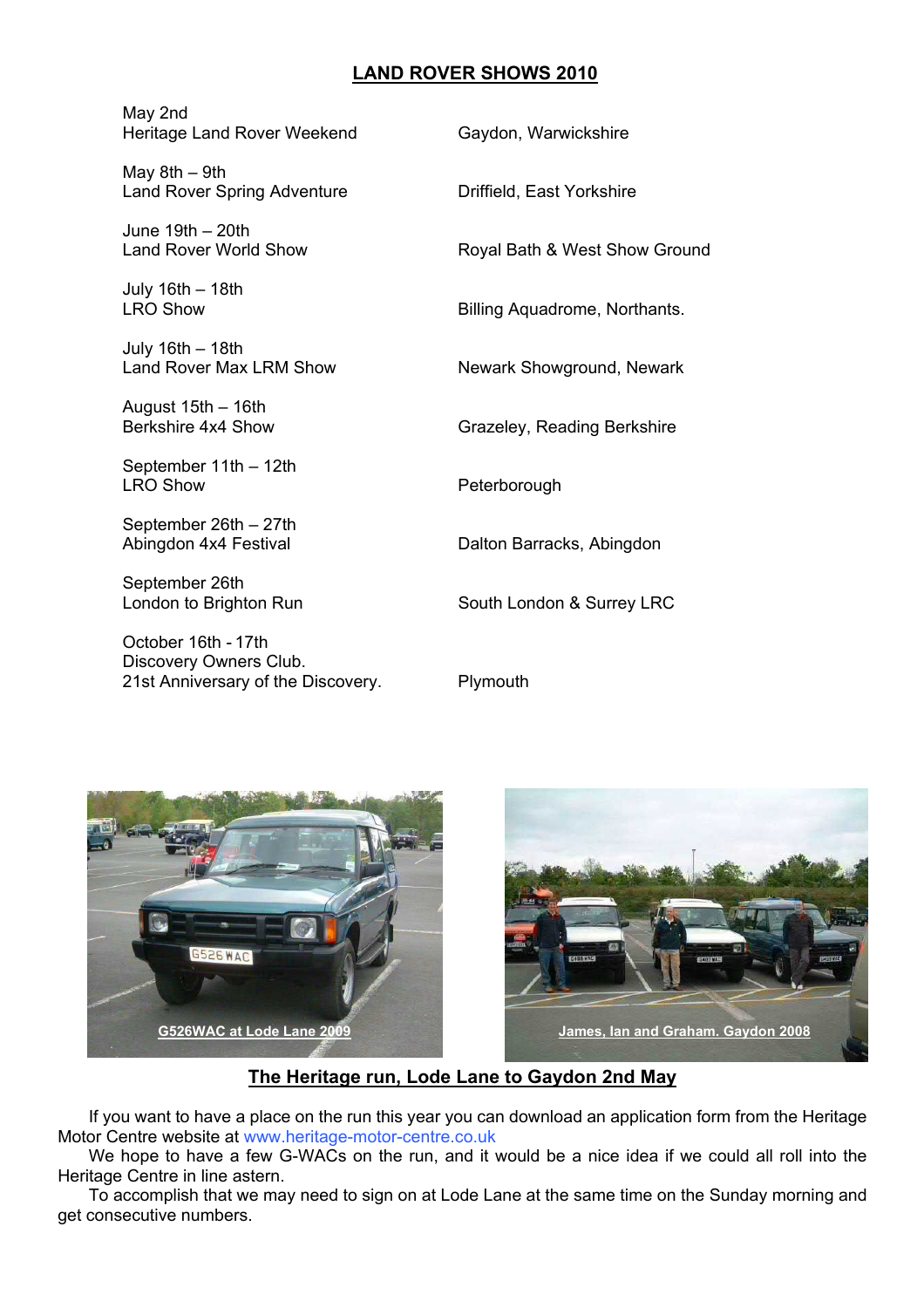## LAND ROVER SHOWS 2010

| Date / Event | Location |
|---|---|
| May 2nd<br>Heritage Land Rover Weekend | Gaydon, Warwickshire |
| May 8th – 9th<br>Land Rover Spring Adventure | Driffield, East Yorkshire |
| June 19th – 20th<br>Land Rover World Show | Royal Bath & West Show Ground |
| July 16th – 18th<br>LRO Show | Billing Aquadrome, Northants. |
| July 16th – 18th<br>Land Rover Max LRM Show | Newark Showground, Newark |
| August 15th – 16th<br>Berkshire 4x4 Show | Grazeley, Reading Berkshire |
| September 11th – 12th<br>LRO Show | Peterborough |
| September 26th – 27th<br>Abingdon 4x4 Festival | Dalton Barracks, Abingdon |
| September 26th<br>London to Brighton Run | South London & Surrey LRC |
| October 16th - 17th<br>Discovery Owners Club.<br>21st Anniversary of the Discovery. | Plymouth |

G526WAC at Lode Lane 2009

James, Ian and Graham. Gaydon 2008

### The Heritage run, Lode Lane to Gaydon 2nd May

If you want to have a place on the run this year you can download an application form from the Heritage Motor Centre website at www.heritage-motor-centre.co.uk

We hope to have a few G-WACs on the run, and it would be a nice idea if we could all roll into the Heritage Centre in line astern.

To accomplish that we may need to sign on at Lode Lane at the same time on the Sunday morning and get consecutive numbers.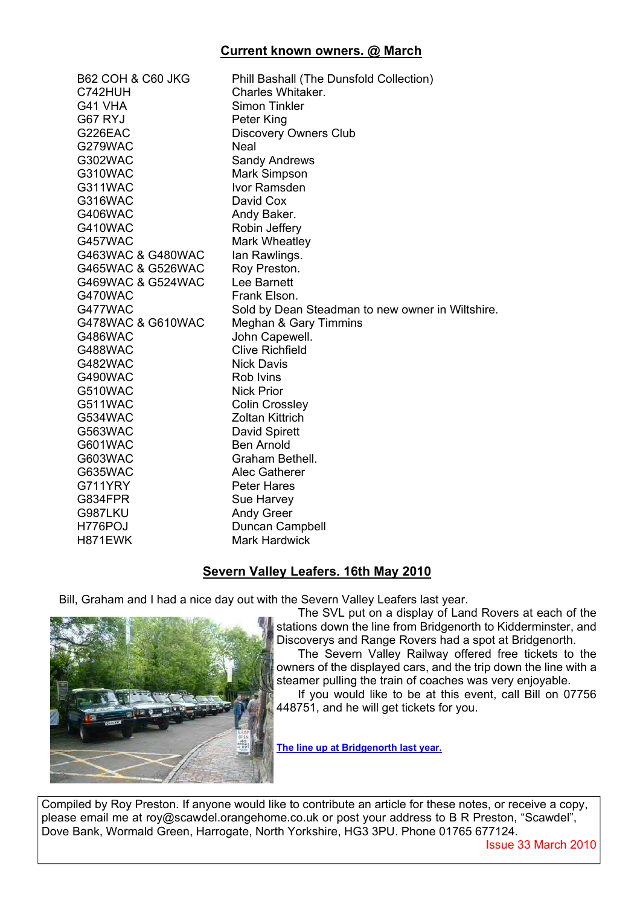## Current known owners. @ March

| | |
|---|---|
| B62 COH & C60 JKG | Phill Bashall (The Dunsfold Collection) |
| C742HUH | Charles Whitaker. |
| G41 VHA | Simon Tinkler |
| G67 RYJ | Peter King |
| G226EAC | Discovery Owners Club |
| G279WAC | Neal |
| G302WAC | Sandy Andrews |
| G310WAC | Mark Simpson |
| G311WAC | Ivor Ramsden |
| G316WAC | David Cox |
| G406WAC | Andy Baker. |
| G410WAC | Robin Jeffery |
| G457WAC | Mark Wheatley |
| G463WAC & G480WAC | Ian Rawlings. |
| G465WAC & G526WAC | Roy Preston. |
| G469WAC & G524WAC | Lee Barnett |
| G470WAC | Frank Elson. |
| G477WAC | Sold by Dean Steadman to new owner in Wiltshire. |
| G478WAC & G610WAC | Meghan & Gary Timmins |
| G486WAC | John Capewell. |
| G488WAC | Clive Richfield |
| G482WAC | Nick Davis |
| G490WAC | Rob Ivins |
| G510WAC | Nick Prior |
| G511WAC | Colin Crossley |
| G534WAC | Zoltan Kittrich |
| G563WAC | David Spirett |
| G601WAC | Ben Arnold |
| G603WAC | Graham Bethell. |
| G635WAC | Alec Gatherer |
| G711YRY | Peter Hares |
| G834FPR | Sue Harvey |
| G987LKU | Andy Greer |
| H776POJ | Duncan Campbell |
| H871EWK | Mark Hardwick |

## Severn Valley Leafers. 16th May 2010

Bill, Graham and I had a nice day out with the Severn Valley Leafers last year.

The SVL put on a display of Land Rovers at each of the stations down the line from Bridgenorth to Kidderminster, and Discoverys and Range Rovers had a spot at Bridgenorth.

The Severn Valley Railway offered free tickets to the owners of the displayed cars, and the trip down the line with a steamer pulling the train of coaches was very enjoyable.

If you would like to be at this event, call Bill on 07756 448751, and he will get tickets for you.

**The line up at Bridgenorth last year.**

Compiled by Roy Preston. If anyone would like to contribute an article for these notes, or receive a copy, please email me at roy@scawdel.orangehome.co.uk or post your address to B R Preston, "Scawdel", Dove Bank, Wormald Green, Harrogate, North Yorkshire, HG3 3PU. Phone 01765 677124.

Issue 33 March 2010